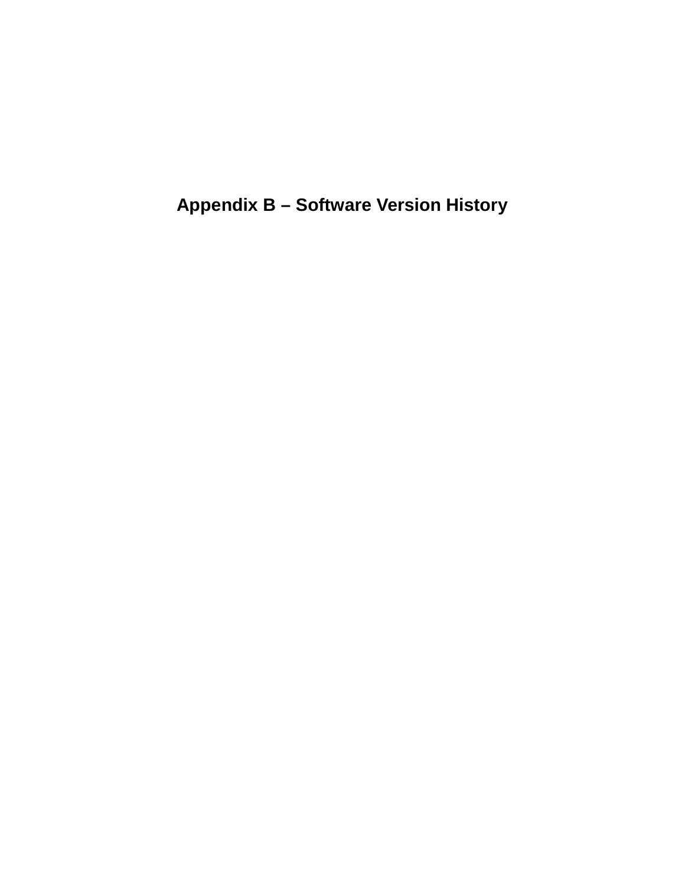# Appendix B – Software Version History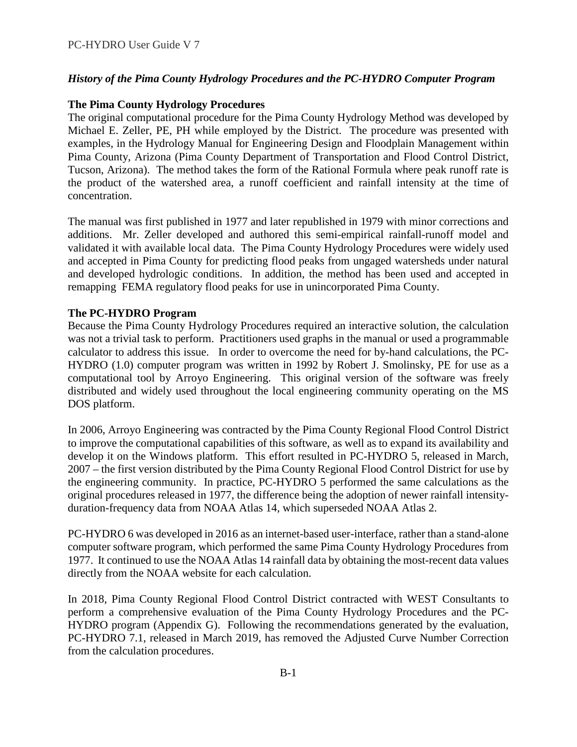*History of the Pima County Hydrology Procedures and the PC-HYDRO Computer Program*

**The Pima County Hydrology Procedures**

The original computational procedure for the Pima County Hydrology Method was developed by Michael E. Zeller, PE, PH while employed by the District. The procedure was presented with examples, in the Hydrology Manual for Engineering Design and Floodplain Management within Pima County, Arizona (Pima County Department of Transportation and Flood Control District, Tucson, Arizona). The method takes the form of the Rational Formula where peak runoff rate is the product of the watershed area, a runoff coefficient and rainfall intensity at the time of concentration.

The manual was first published in 1977 and later republished in 1979 with minor corrections and additions. Mr. Zeller developed and authored this semi-empirical rainfall-runoff model and validated it with available local data. The Pima County Hydrology Procedures were widely used and accepted in Pima County for predicting flood peaks from ungaged watersheds under natural and developed hydrologic conditions. In addition, the method has been used and accepted in remapping FEMA regulatory flood peaks for use in unincorporated Pima County.

**The PC-HYDRO Program**

Because the Pima County Hydrology Procedures required an interactive solution, the calculation was not a trivial task to perform. Practitioners used graphs in the manual or used a programmable calculator to address this issue. In order to overcome the need for by-hand calculations, the PC-HYDRO (1.0) computer program was written in 1992 by Robert J. Smolinsky, PE for use as a computational tool by Arroyo Engineering. This original version of the software was freely distributed and widely used throughout the local engineering community operating on the MS DOS platform.

In 2006, Arroyo Engineering was contracted by the Pima County Regional Flood Control District to improve the computational capabilities of this software, as well as to expand its availability and develop it on the Windows platform. This effort resulted in PC-HYDRO 5, released in March, 2007 – the first version distributed by the Pima County Regional Flood Control District for use by the engineering community. In practice, PC-HYDRO 5 performed the same calculations as the original procedures released in 1977, the difference being the adoption of newer rainfall intensity-duration-frequency data from NOAA Atlas 14, which superseded NOAA Atlas 2.

PC-HYDRO 6 was developed in 2016 as an internet-based user-interface, rather than a stand-alone computer software program, which performed the same Pima County Hydrology Procedures from 1977. It continued to use the NOAA Atlas 14 rainfall data by obtaining the most-recent data values directly from the NOAA website for each calculation.

In 2018, Pima County Regional Flood Control District contracted with WEST Consultants to perform a comprehensive evaluation of the Pima County Hydrology Procedures and the PC-HYDRO program (Appendix G). Following the recommendations generated by the evaluation, PC-HYDRO 7.1, released in March 2019, has removed the Adjusted Curve Number Correction from the calculation procedures.